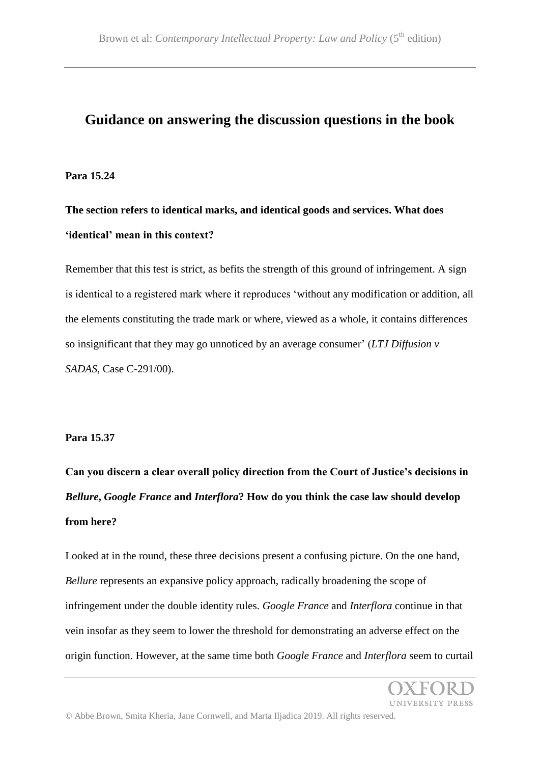# Guidance on answering the discussion questions in the book

**Para 15.24**

**The section refers to identical marks, and identical goods and services. What does 'identical' mean in this context?**

Remember that this test is strict, as befits the strength of this ground of infringement. A sign is identical to a registered mark where it reproduces 'without any modification or addition, all the elements constituting the trade mark or where, viewed as a whole, it contains differences so insignificant that they may go unnoticed by an average consumer' (*LTJ Diffusion v SADAS*, Case C-291/00).

**Para 15.37**

**Can you discern a clear overall policy direction from the Court of Justice's decisions in *Bellure*, *Google France* and *Interflora*? How do you think the case law should develop from here?**

Looked at in the round, these three decisions present a confusing picture. On the one hand, *Bellure* represents an expansive policy approach, radically broadening the scope of infringement under the double identity rules. *Google France* and *Interflora* continue in that vein insofar as they seem to lower the threshold for demonstrating an adverse effect on the origin function. However, at the same time both *Google France* and *Interflora* seem to curtail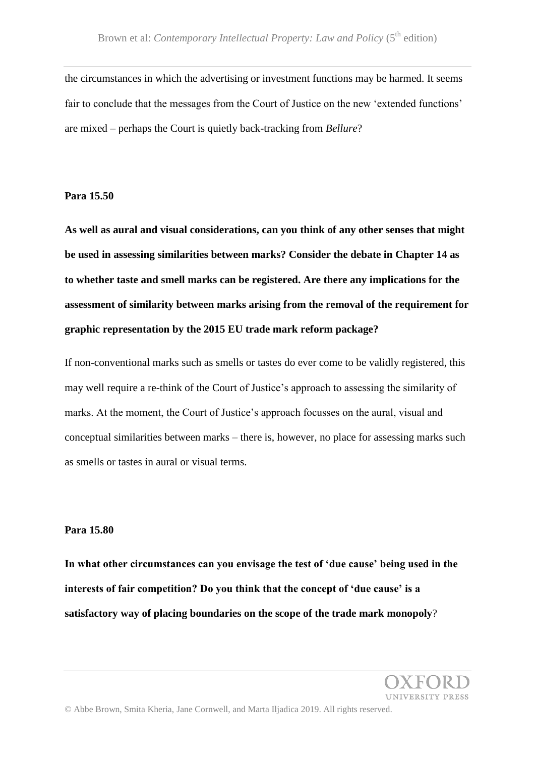the circumstances in which the advertising or investment functions may be harmed. It seems fair to conclude that the messages from the Court of Justice on the new 'extended functions' are mixed – perhaps the Court is quietly back-tracking from *Bellure*?

**Para 15.50**

**As well as aural and visual considerations, can you think of any other senses that might be used in assessing similarities between marks? Consider the debate in Chapter 14 as to whether taste and smell marks can be registered. Are there any implications for the assessment of similarity between marks arising from the removal of the requirement for graphic representation by the 2015 EU trade mark reform package?**

If non-conventional marks such as smells or tastes do ever come to be validly registered, this may well require a re-think of the Court of Justice's approach to assessing the similarity of marks. At the moment, the Court of Justice's approach focusses on the aural, visual and conceptual similarities between marks – there is, however, no place for assessing marks such as smells or tastes in aural or visual terms.

**Para 15.80**

**In what other circumstances can you envisage the test of 'due cause' being used in the interests of fair competition? Do you think that the concept of 'due cause' is a satisfactory way of placing boundaries on the scope of the trade mark monopoly?**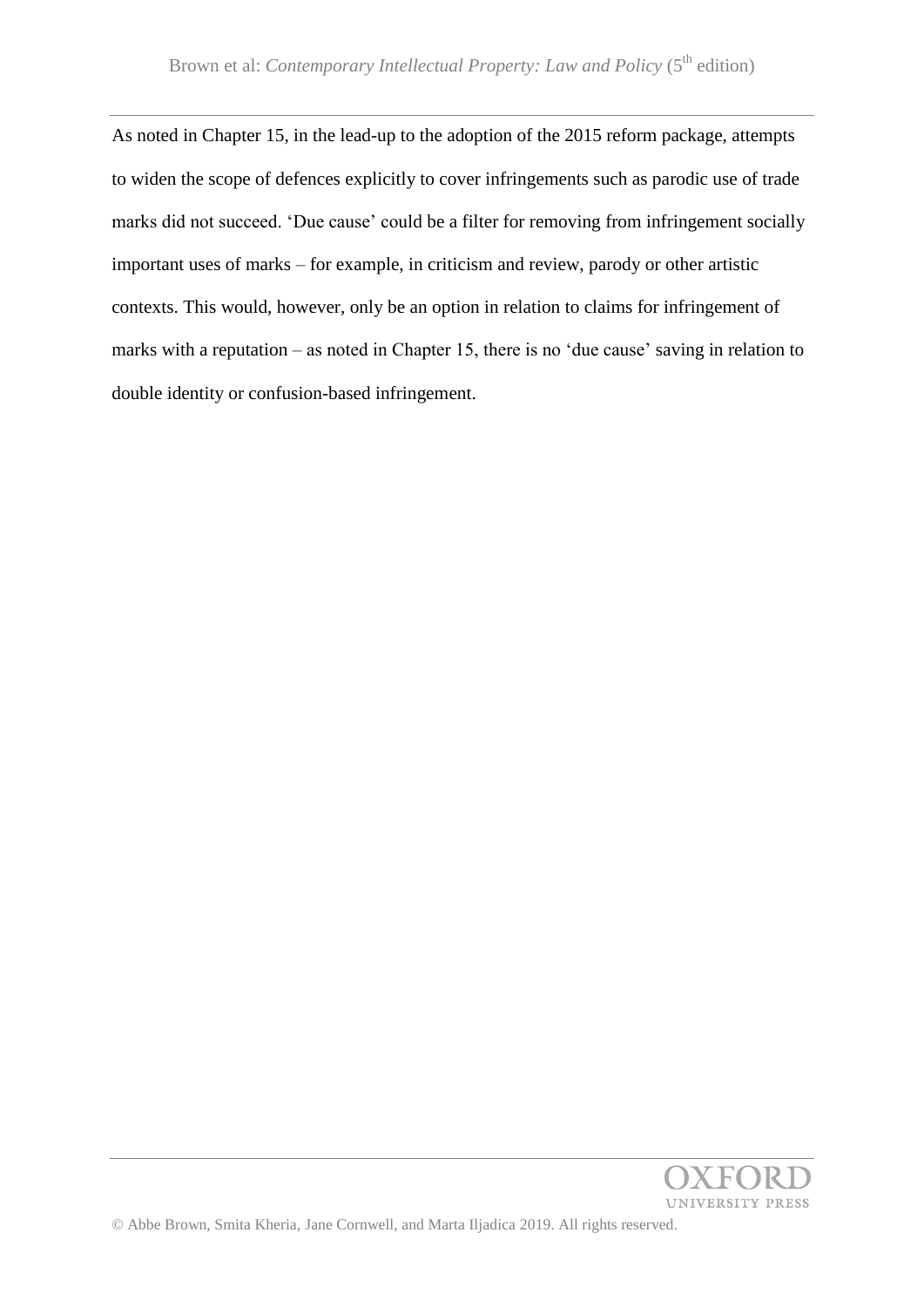As noted in Chapter 15, in the lead-up to the adoption of the 2015 reform package, attempts to widen the scope of defences explicitly to cover infringements such as parodic use of trade marks did not succeed. 'Due cause' could be a filter for removing from infringement socially important uses of marks – for example, in criticism and review, parody or other artistic contexts. This would, however, only be an option in relation to claims for infringement of marks with a reputation – as noted in Chapter 15, there is no 'due cause' saving in relation to double identity or confusion-based infringement.